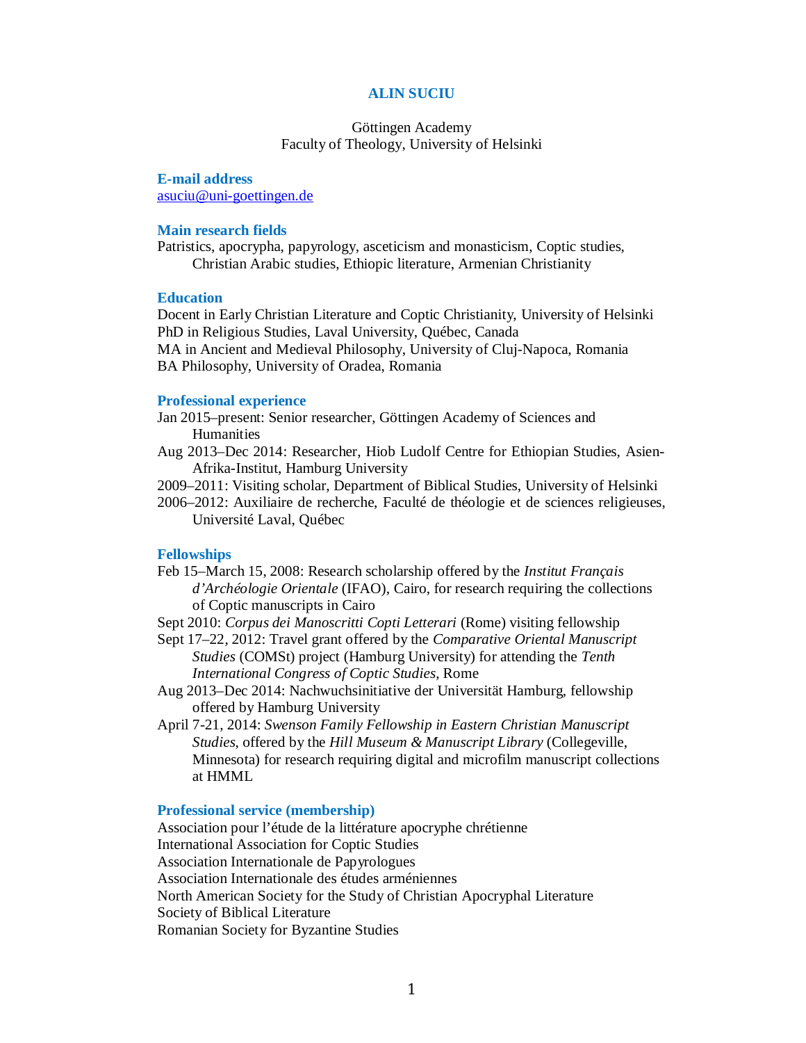# ALIN SUCIU

Göttingen Academy
Faculty of Theology, University of Helsinki

## E-mail address

asuciu@uni-goettingen.de

## Main research fields

Patristics, apocrypha, papyrology, asceticism and monasticism, Coptic studies, Christian Arabic studies, Ethiopic literature, Armenian Christianity

## Education

Docent in Early Christian Literature and Coptic Christianity, University of Helsinki
PhD in Religious Studies, Laval University, Québec, Canada
MA in Ancient and Medieval Philosophy, University of Cluj-Napoca, Romania
BA Philosophy, University of Oradea, Romania

## Professional experience

Jan 2015–present: Senior researcher, Göttingen Academy of Sciences and Humanities
Aug 2013–Dec 2014: Researcher, Hiob Ludolf Centre for Ethiopian Studies, Asien-Afrika-Institut, Hamburg University
2009–2011: Visiting scholar, Department of Biblical Studies, University of Helsinki
2006–2012: Auxiliaire de recherche, Faculté de théologie et de sciences religieuses, Université Laval, Québec

## Fellowships

Feb 15–March 15, 2008: Research scholarship offered by the *Institut Français d'Archéologie Orientale* (IFAO), Cairo, for research requiring the collections of Coptic manuscripts in Cairo
Sept 2010: *Corpus dei Manoscritti Copti Letterari* (Rome) visiting fellowship
Sept 17–22, 2012: Travel grant offered by the *Comparative Oriental Manuscript Studies* (COMSt) project (Hamburg University) for attending the *Tenth International Congress of Coptic Studies*, Rome
Aug 2013–Dec 2014: Nachwuchsinitiative der Universität Hamburg, fellowship offered by Hamburg University
April 7-21, 2014: *Swenson Family Fellowship in Eastern Christian Manuscript Studies*, offered by the *Hill Museum & Manuscript Library* (Collegeville, Minnesota) for research requiring digital and microfilm manuscript collections at HMML

## Professional service (membership)

Association pour l'étude de la littérature apocryphe chrétienne
International Association for Coptic Studies
Association Internationale de Papyrologues
Association Internationale des études arméniennes
North American Society for the Study of Christian Apocryphal Literature
Society of Biblical Literature
Romanian Society for Byzantine Studies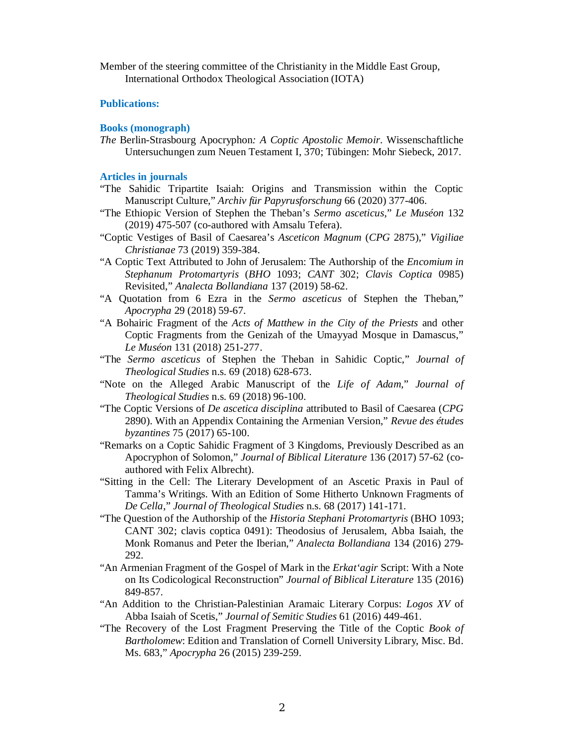Member of the steering committee of the Christianity in the Middle East Group, International Orthodox Theological Association (IOTA)

## Publications:

### Books (monograph)

*The* Berlin-Strasbourg Apocryphon*: A Coptic Apostolic Memoir*. Wissenschaftliche Untersuchungen zum Neuen Testament I, 370; Tübingen: Mohr Siebeck, 2017.

### Articles in journals

"The Sahidic Tripartite Isaiah: Origins and Transmission within the Coptic Manuscript Culture," *Archiv für Papyrusforschung* 66 (2020) 377-406.

"The Ethiopic Version of Stephen the Theban's *Sermo asceticus*," *Le Muséon* 132 (2019) 475-507 (co-authored with Amsalu Tefera).

"Coptic Vestiges of Basil of Caesarea's *Asceticon Magnum* (*CPG* 2875)," *Vigiliae Christianae* 73 (2019) 359-384.

"A Coptic Text Attributed to John of Jerusalem: The Authorship of the *Encomium in Stephanum Protomartyris* (*BHO* 1093; *CANT* 302; *Clavis Coptica* 0985) Revisited," *Analecta Bollandiana* 137 (2019) 58-62.

"A Quotation from 6 Ezra in the *Sermo asceticus* of Stephen the Theban," *Apocrypha* 29 (2018) 59-67.

"A Bohairic Fragment of the *Acts of Matthew in the City of the Priests* and other Coptic Fragments from the Genizah of the Umayyad Mosque in Damascus," *Le Muséon* 131 (2018) 251-277.

"The *Sermo asceticus* of Stephen the Theban in Sahidic Coptic," *Journal of Theological Studies* n.s. 69 (2018) 628-673.

"Note on the Alleged Arabic Manuscript of the *Life of Adam*," *Journal of Theological Studies* n.s. 69 (2018) 96-100.

"The Coptic Versions of *De ascetica disciplina* attributed to Basil of Caesarea (*CPG* 2890). With an Appendix Containing the Armenian Version," *Revue des études byzantines* 75 (2017) 65-100.

"Remarks on a Coptic Sahidic Fragment of 3 Kingdoms, Previously Described as an Apocryphon of Solomon," *Journal of Biblical Literature* 136 (2017) 57-62 (co-authored with Felix Albrecht).

"Sitting in the Cell: The Literary Development of an Ascetic Praxis in Paul of Tamma's Writings. With an Edition of Some Hitherto Unknown Fragments of *De Cella*," *Journal of Theological Studies* n.s. 68 (2017) 141-171.

"The Question of the Authorship of the *Historia Stephani Protomartyris* (BHO 1093; CANT 302; clavis coptica 0491): Theodosius of Jerusalem, Abba Isaiah, the Monk Romanus and Peter the Iberian," *Analecta Bollandiana* 134 (2016) 279-292.

"An Armenian Fragment of the Gospel of Mark in the *Erkat'agir* Script: With a Note on Its Codicological Reconstruction" *Journal of Biblical Literature* 135 (2016) 849-857.

"An Addition to the Christian-Palestinian Aramaic Literary Corpus: *Logos XV* of Abba Isaiah of Scetis," *Journal of Semitic Studies* 61 (2016) 449-461.

"The Recovery of the Lost Fragment Preserving the Title of the Coptic *Book of Bartholomew*: Edition and Translation of Cornell University Library, Misc. Bd. Ms. 683," *Apocrypha* 26 (2015) 239-259.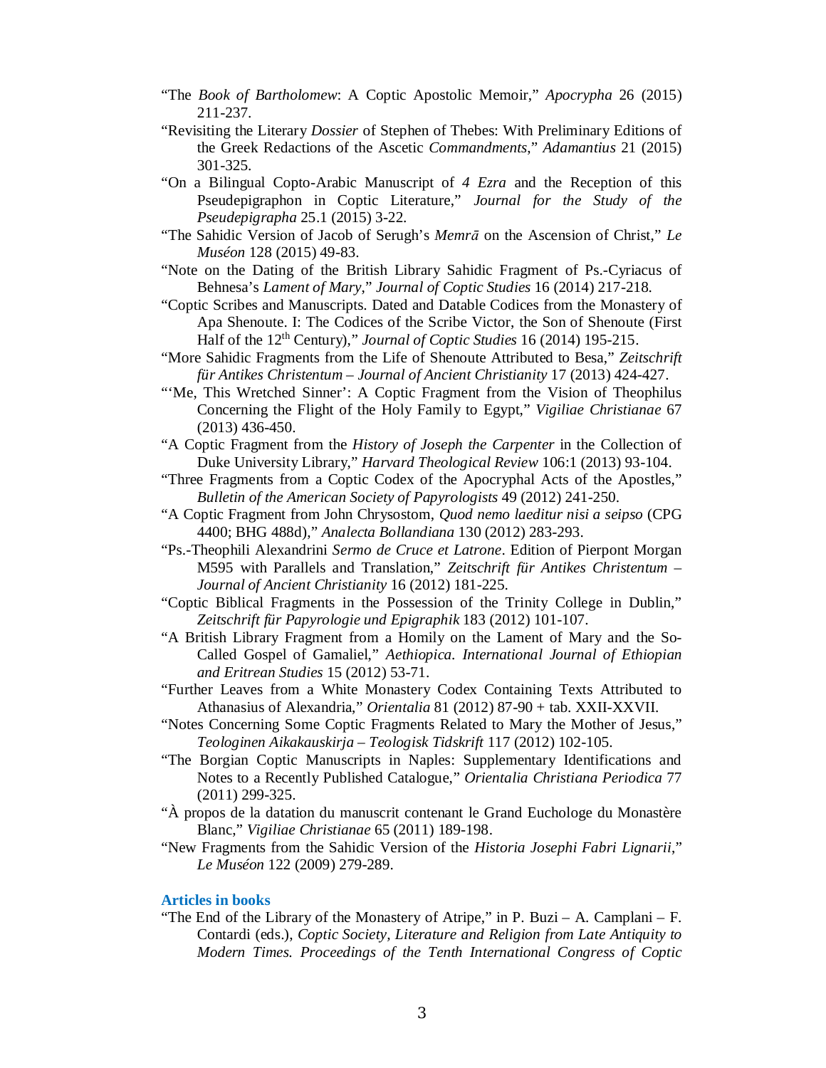“The *Book of Bartholomew*: A Coptic Apostolic Memoir,” *Apocrypha* 26 (2015) 211-237.

“Revisiting the Literary *Dossier* of Stephen of Thebes: With Preliminary Editions of the Greek Redactions of the Ascetic *Commandments*,” *Adamantius* 21 (2015) 301-325.

“On a Bilingual Copto-Arabic Manuscript of *4 Ezra* and the Reception of this Pseudepigraphon in Coptic Literature,” *Journal for the Study of the Pseudepigrapha* 25.1 (2015) 3-22.

“The Sahidic Version of Jacob of Serugh’s *Memrā* on the Ascension of Christ,” *Le Muséon* 128 (2015) 49-83.

“Note on the Dating of the British Library Sahidic Fragment of Ps.-Cyriacus of Behnesa’s *Lament of Mary*,” *Journal of Coptic Studies* 16 (2014) 217-218.

“Coptic Scribes and Manuscripts. Dated and Datable Codices from the Monastery of Apa Shenoute. I: The Codices of the Scribe Victor, the Son of Shenoute (First Half of the 12th Century),” *Journal of Coptic Studies* 16 (2014) 195-215.

“More Sahidic Fragments from the Life of Shenoute Attributed to Besa,” *Zeitschrift für Antikes Christentum – Journal of Ancient Christianity* 17 (2013) 424-427.

“‘Me, This Wretched Sinner’: A Coptic Fragment from the Vision of Theophilus Concerning the Flight of the Holy Family to Egypt,” *Vigiliae Christianae* 67 (2013) 436-450.

“A Coptic Fragment from the *History of Joseph the Carpenter* in the Collection of Duke University Library,” *Harvard Theological Review* 106:1 (2013) 93-104.

“Three Fragments from a Coptic Codex of the Apocryphal Acts of the Apostles,” *Bulletin of the American Society of Papyrologists* 49 (2012) 241-250.

“A Coptic Fragment from John Chrysostom, *Quod nemo laeditur nisi a seipso* (CPG 4400; BHG 488d),” *Analecta Bollandiana* 130 (2012) 283-293.

“Ps.-Theophili Alexandrini *Sermo de Cruce et Latrone*. Edition of Pierpont Morgan M595 with Parallels and Translation,” *Zeitschrift für Antikes Christentum – Journal of Ancient Christianity* 16 (2012) 181-225.

“Coptic Biblical Fragments in the Possession of the Trinity College in Dublin,” *Zeitschrift für Papyrologie und Epigraphik* 183 (2012) 101-107.

“A British Library Fragment from a Homily on the Lament of Mary and the So-Called Gospel of Gamaliel,” *Aethiopica. International Journal of Ethiopian and Eritrean Studies* 15 (2012) 53-71.

“Further Leaves from a White Monastery Codex Containing Texts Attributed to Athanasius of Alexandria,” *Orientalia* 81 (2012) 87-90 + tab. XXII-XXVII.

“Notes Concerning Some Coptic Fragments Related to Mary the Mother of Jesus,” *Teologinen Aikakauskirja – Teologisk Tidskrift* 117 (2012) 102-105.

“The Borgian Coptic Manuscripts in Naples: Supplementary Identifications and Notes to a Recently Published Catalogue,” *Orientalia Christiana Periodica* 77 (2011) 299-325.

“À propos de la datation du manuscrit contenant le Grand Euchologe du Monastère Blanc,” *Vigiliae Christianae* 65 (2011) 189-198.

“New Fragments from the Sahidic Version of the *Historia Josephi Fabri Lignarii*,” *Le Muséon* 122 (2009) 279-289.

## Articles in books

“The End of the Library of the Monastery of Atripe,” in P. Buzi – A. Camplani – F. Contardi (eds.), *Coptic Society, Literature and Religion from Late Antiquity to Modern Times. Proceedings of the Tenth International Congress of Coptic*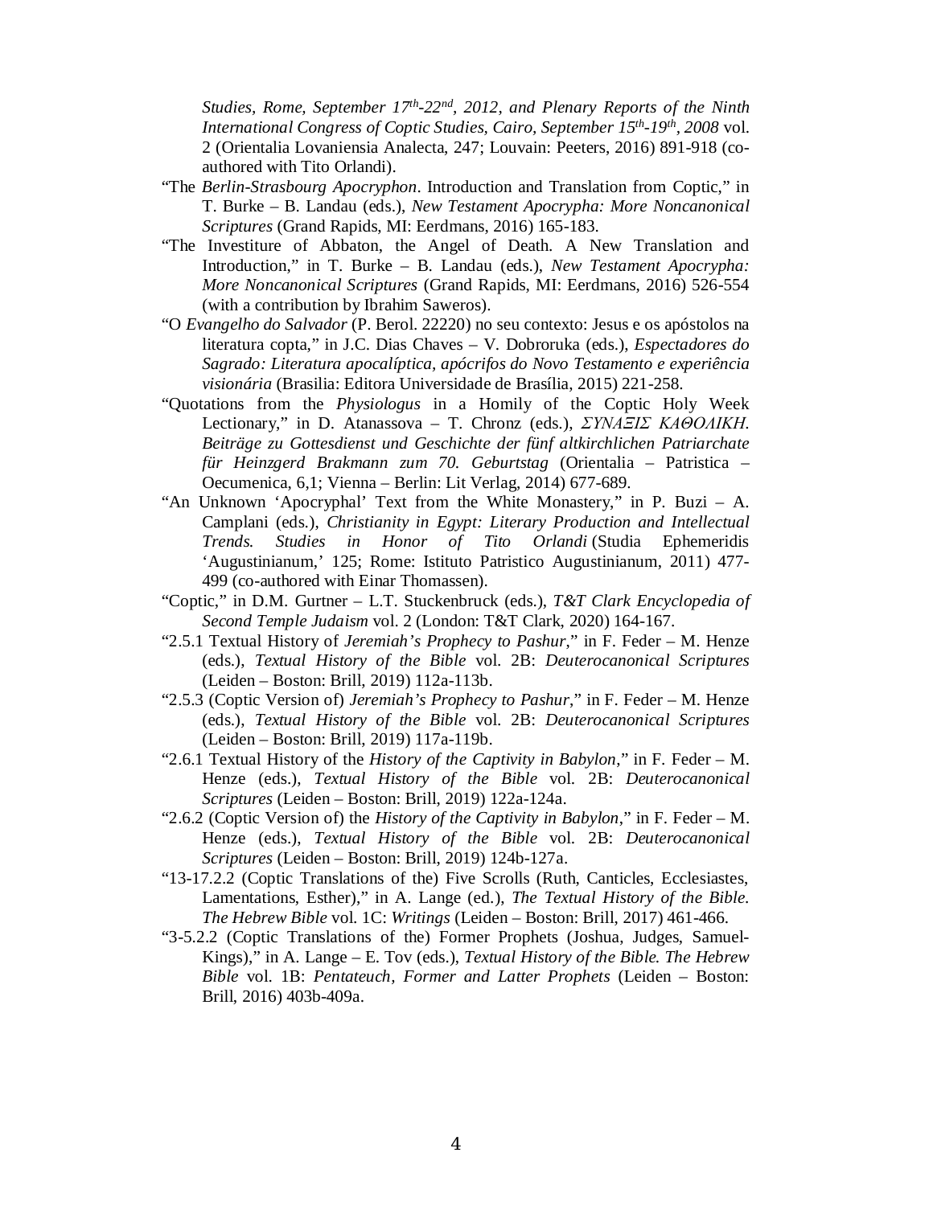*Studies, Rome, September 17th-22nd, 2012, and Plenary Reports of the Ninth International Congress of Coptic Studies, Cairo, September 15th-19th, 2008* vol. 2 (Orientalia Lovaniensia Analecta, 247; Louvain: Peeters, 2016) 891-918 (co-authored with Tito Orlandi).

"The *Berlin-Strasbourg Apocryphon*. Introduction and Translation from Coptic," in T. Burke – B. Landau (eds.), *New Testament Apocrypha: More Noncanonical Scriptures* (Grand Rapids, MI: Eerdmans, 2016) 165-183.

"The Investiture of Abbaton, the Angel of Death. A New Translation and Introduction," in T. Burke – B. Landau (eds.), *New Testament Apocrypha: More Noncanonical Scriptures* (Grand Rapids, MI: Eerdmans, 2016) 526-554 (with a contribution by Ibrahim Saweros).

"O *Evangelho do Salvador* (P. Berol. 22220) no seu contexto: Jesus e os apóstolos na literatura copta," in J.C. Dias Chaves – V. Dobroruka (eds.), *Espectadores do Sagrado: Literatura apocalíptica, apócrifos do Novo Testamento e experiência visionária* (Brasilia: Editora Universidade de Brasília, 2015) 221-258.

"Quotations from the *Physiologus* in a Homily of the Coptic Holy Week Lectionary," in D. Atanassova – T. Chronz (eds.), *ΣΥΝΑΞΙΣ ΚΑΘΟΛΙΚΗ. Beiträge zu Gottesdienst und Geschichte der fünf altkirchlichen Patriarchate für Heinzgerd Brakmann zum 70. Geburtstag* (Orientalia – Patristica – Oecumenica, 6,1; Vienna – Berlin: Lit Verlag, 2014) 677-689.

"An Unknown 'Apocryphal' Text from the White Monastery," in P. Buzi – A. Camplani (eds.), *Christianity in Egypt: Literary Production and Intellectual Trends. Studies in Honor of Tito Orlandi* (Studia Ephemeridis 'Augustinianum,' 125; Rome: Istituto Patristico Augustinianum, 2011) 477-499 (co-authored with Einar Thomassen).

"Coptic," in D.M. Gurtner – L.T. Stuckenbruck (eds.), *T&T Clark Encyclopedia of Second Temple Judaism* vol. 2 (London: T&T Clark, 2020) 164-167.

"2.5.1 Textual History of *Jeremiah's Prophecy to Pashur*," in F. Feder – M. Henze (eds.), *Textual History of the Bible* vol. 2B: *Deuterocanonical Scriptures* (Leiden – Boston: Brill, 2019) 112a-113b.

"2.5.3 (Coptic Version of) *Jeremiah's Prophecy to Pashur*," in F. Feder – M. Henze (eds.), *Textual History of the Bible* vol. 2B: *Deuterocanonical Scriptures* (Leiden – Boston: Brill, 2019) 117a-119b.

"2.6.1 Textual History of the *History of the Captivity in Babylon*," in F. Feder – M. Henze (eds.), *Textual History of the Bible* vol. 2B: *Deuterocanonical Scriptures* (Leiden – Boston: Brill, 2019) 122a-124a.

"2.6.2 (Coptic Version of) the *History of the Captivity in Babylon*," in F. Feder – M. Henze (eds.), *Textual History of the Bible* vol. 2B: *Deuterocanonical Scriptures* (Leiden – Boston: Brill, 2019) 124b-127a.

"13-17.2.2 (Coptic Translations of the) Five Scrolls (Ruth, Canticles, Ecclesiastes, Lamentations, Esther)," in A. Lange (ed.), *The Textual History of the Bible. The Hebrew Bible* vol. 1C: *Writings* (Leiden – Boston: Brill, 2017) 461-466.

"3-5.2.2 (Coptic Translations of the) Former Prophets (Joshua, Judges, Samuel-Kings)," in A. Lange – E. Tov (eds.), *Textual History of the Bible. The Hebrew Bible* vol. 1B: *Pentateuch, Former and Latter Prophets* (Leiden – Boston: Brill, 2016) 403b-409a.